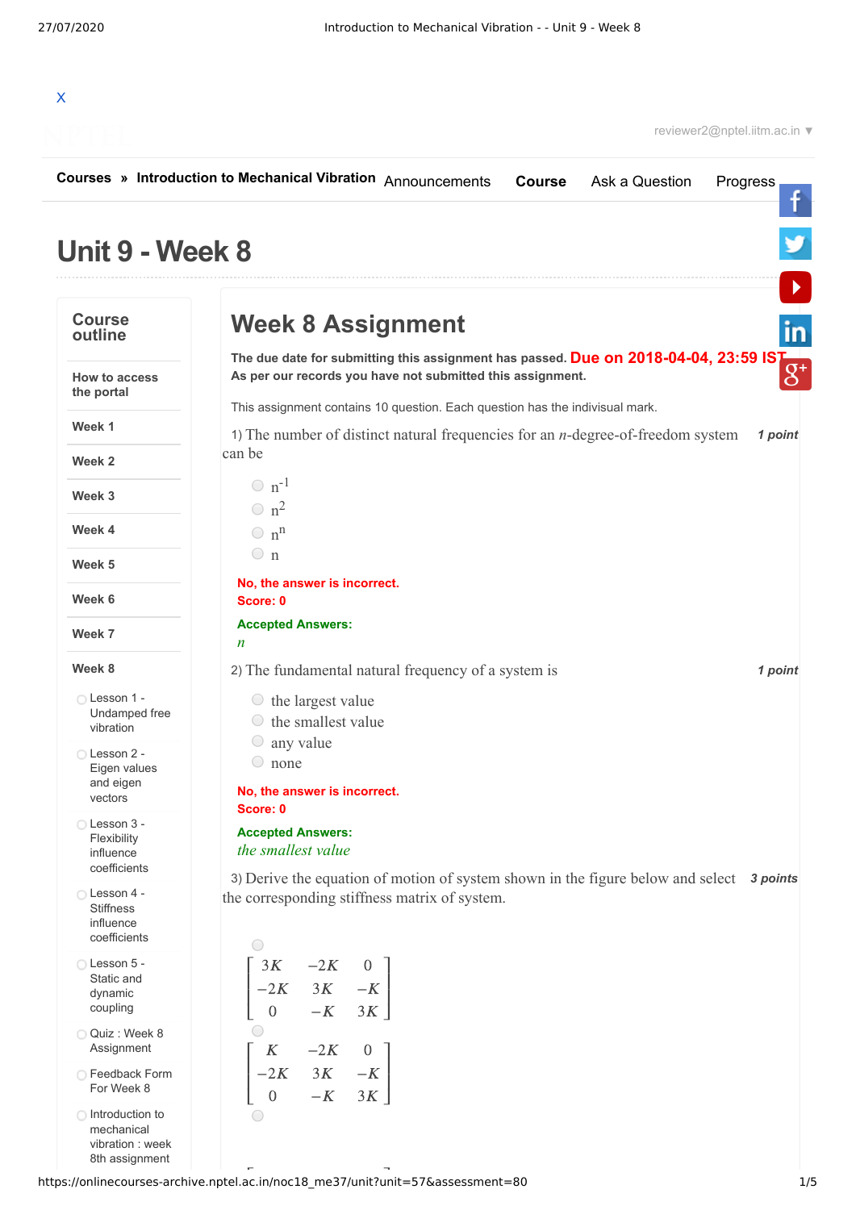X

reviewer2@nptel.iitm.ac.in ▼

**Courses** » **Introduction to Mechanical Vibration** Announcements **Course** Ask a Question Progress

# Unit 9 - Week 8

## Course outline

- How to access the portal
- Week 1
- Week 2
- Week 3
- Week 4
- Week 5
- Week 6
- Week 7
- Week 8
  - Lesson 1 - Undamped free vibration
  - Lesson 2 - Eigen values and eigen vectors
  - Lesson 3 - Flexibility influence coefficients
  - Lesson 4 - Stiffness influence coefficients
  - Lesson 5 - Static and dynamic coupling
  - Quiz : Week 8 Assignment
  - Feedback Form For Week 8
  - Introduction to mechanical vibration : week 8th assignment

## Week 8 Assignment

**The due date for submitting this assignment has passed.** **Due on 2018-04-04, 23:59 IST.**
**As per our records you have not submitted this assignment.**

This assignment contains 10 question. Each question has the indisvidual mark.

1) The number of distinct natural frequencies for an $n$-degree-of-freedom system can be *1 point*

- $n^{-1}$
- $n^2$
- $n^n$
- n

**No, the answer is incorrect.**
**Score: 0**

**Accepted Answers:**
*n*

2) The fundamental natural frequency of a system is *1 point*

- the largest value
- the smallest value
- any value
- none

**No, the answer is incorrect.**
**Score: 0**

**Accepted Answers:**
*the smallest value*

3) Derive the equation of motion of system shown in the figure below and select the corresponding stiffness matrix of system. *3 points*

- $$\begin{bmatrix} 3K & -2K & 0 \\ -2K & 3K & -K \\ 0 & -K & 3K \end{bmatrix}$$
- $$\begin{bmatrix} K & -2K & 0 \\ -2K & 3K & -K \\ 0 & -K & 3K \end{bmatrix}$$
-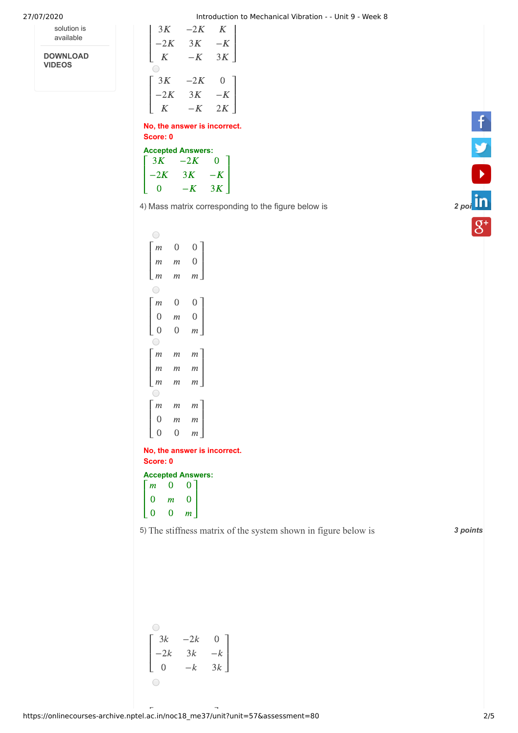$$\begin{bmatrix} 3K & -2K & K \\ -2K & 3K & -K \\ K & -K & 3K \end{bmatrix}$$

$$\begin{bmatrix} 3K & -2K & 0 \\ -2K & 3K & -K \\ K & -K & 2K \end{bmatrix}$$

**No, the answer is incorrect.**
**Score: 0**

**Accepted Answers:**

$$\begin{bmatrix} 3K & -2K & 0 \\ -2K & 3K & -K \\ 0 & -K & 3K \end{bmatrix}$$

4) Mass matrix corresponding to the figure below is *2 points*

$$\begin{bmatrix} m & 0 & 0 \\ m & m & 0 \\ m & m & m \end{bmatrix}$$

$$\begin{bmatrix} m & 0 & 0 \\ 0 & m & 0 \\ 0 & 0 & m \end{bmatrix}$$

$$\begin{bmatrix} m & m & m \\ m & m & m \\ m & m & m \end{bmatrix}$$

$$\begin{bmatrix} m & m & m \\ 0 & m & m \\ 0 & 0 & m \end{bmatrix}$$

**No, the answer is incorrect.**
**Score: 0**

**Accepted Answers:**

$$\begin{bmatrix} m & 0 & 0 \\ 0 & m & 0 \\ 0 & 0 & m \end{bmatrix}$$

5) The stiffness matrix of the system shown in figure below is *3 points*

$$\begin{bmatrix} 3k & -2k & 0 \\ -2k & 3k & -k \\ 0 & -k & 3k \end{bmatrix}$$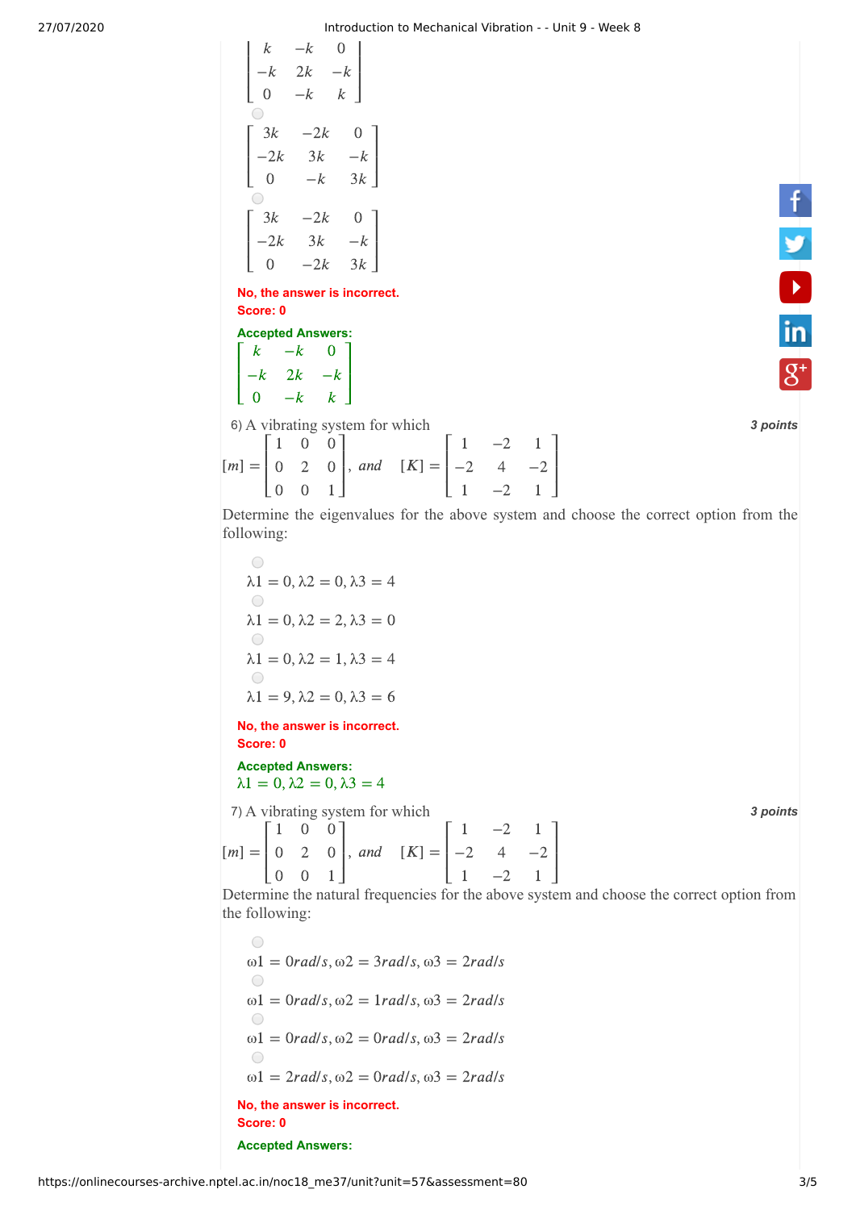$$\begin{bmatrix} k & -k & 0 \\ -k & 2k & -k \\ 0 & -k & k \end{bmatrix}$$

$$\begin{bmatrix} 3k & -2k & 0 \\ -2k & 3k & -k \\ 0 & -k & 3k \end{bmatrix}$$

$$\begin{bmatrix} 3k & -2k & 0 \\ -2k & 3k & -k \\ 0 & -2k & 3k \end{bmatrix}$$

**No, the answer is incorrect.**
**Score: 0**

**Accepted Answers:**

$$\begin{bmatrix} k & -k & 0 \\ -k & 2k & -k \\ 0 & -k & k \end{bmatrix}$$

6) A vibrating system for which **3 points**

$$[m] = \begin{bmatrix} 1 & 0 & 0 \\ 0 & 2 & 0 \\ 0 & 0 & 1 \end{bmatrix}, \ and \quad [K] = \begin{bmatrix} 1 & -2 & 1 \\ -2 & 4 & -2 \\ 1 & -2 & 1 \end{bmatrix}$$

Determine the eigenvalues for the above system and choose the correct option from the following:

- $\lambda 1 = 0, \lambda 2 = 0, \lambda 3 = 4$
- $\lambda 1 = 0, \lambda 2 = 2, \lambda 3 = 0$
- $\lambda 1 = 0, \lambda 2 = 1, \lambda 3 = 4$
- $\lambda 1 = 9, \lambda 2 = 0, \lambda 3 = 6$

**No, the answer is incorrect.**
**Score: 0**

**Accepted Answers:**
$\lambda 1 = 0, \lambda 2 = 0, \lambda 3 = 4$

7) A vibrating system for which **3 points**

$$[m] = \begin{bmatrix} 1 & 0 & 0 \\ 0 & 2 & 0 \\ 0 & 0 & 1 \end{bmatrix}, \ and \quad [K] = \begin{bmatrix} 1 & -2 & 1 \\ -2 & 4 & -2 \\ 1 & -2 & 1 \end{bmatrix}$$

Determine the natural frequencies for the above system and choose the correct option from the following:

- $\omega 1 = 0 rad/s, \omega 2 = 3 rad/s, \omega 3 = 2 rad/s$
- $\omega 1 = 0 rad/s, \omega 2 = 1 rad/s, \omega 3 = 2 rad/s$
- $\omega 1 = 0 rad/s, \omega 2 = 0 rad/s, \omega 3 = 2 rad/s$
- $\omega 1 = 2 rad/s, \omega 2 = 0 rad/s, \omega 3 = 2 rad/s$

**No, the answer is incorrect.**
**Score: 0**

**Accepted Answers:**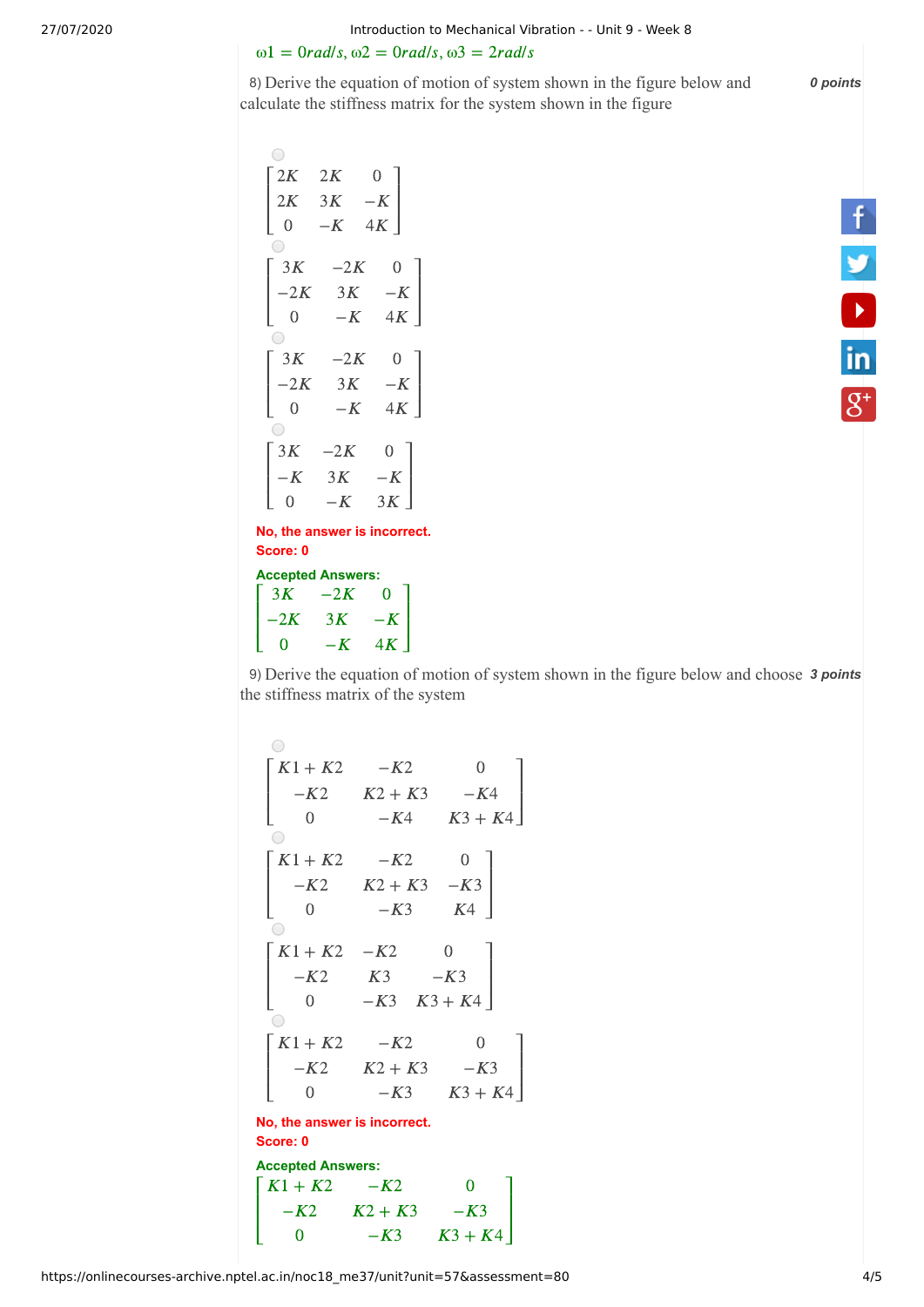$\omega 1 = 0 rad/s, \omega 2 = 0 rad/s, \omega 3 = 2 rad/s$

8) Derive the equation of motion of system shown in the figure below and calculate the stiffness matrix for the system shown in the figure

*0 points*

$$\begin{bmatrix} 2K & 2K & 0 \\ 2K & 3K & -K \\ 0 & -K & 4K \end{bmatrix}$$

$$\begin{bmatrix} 3K & -2K & 0 \\ -2K & 3K & -K \\ 0 & -K & 4K \end{bmatrix}$$

$$\begin{bmatrix} 3K & -2K & 0 \\ -2K & 3K & -K \\ 0 & -K & 4K \end{bmatrix}$$

$$\begin{bmatrix} 3K & -2K & 0 \\ -K & 3K & -K \\ 0 & -K & 3K \end{bmatrix}$$

**No, the answer is incorrect.**
**Score: 0**

**Accepted Answers:**

$$\begin{bmatrix} 3K & -2K & 0 \\ -2K & 3K & -K \\ 0 & -K & 4K \end{bmatrix}$$

9) Derive the equation of motion of system shown in the figure below and choose the stiffness matrix of the system

*3 points*

$$\begin{bmatrix} K1+K2 & -K2 & 0 \\ -K2 & K2+K3 & -K4 \\ 0 & -K4 & K3+K4 \end{bmatrix}$$

$$\begin{bmatrix} K1+K2 & -K2 & 0 \\ -K2 & K2+K3 & -K3 \\ 0 & -K3 & K4 \end{bmatrix}$$

$$\begin{bmatrix} K1+K2 & -K2 & 0 \\ -K2 & K3 & -K3 \\ 0 & -K3 & K3+K4 \end{bmatrix}$$

$$\begin{bmatrix} K1+K2 & -K2 & 0 \\ -K2 & K2+K3 & -K3 \\ 0 & -K3 & K3+K4 \end{bmatrix}$$

**No, the answer is incorrect.**
**Score: 0**

**Accepted Answers:**

$$\begin{bmatrix} K1+K2 & -K2 & 0 \\ -K2 & K2+K3 & -K3 \\ 0 & -K3 & K3+K4 \end{bmatrix}$$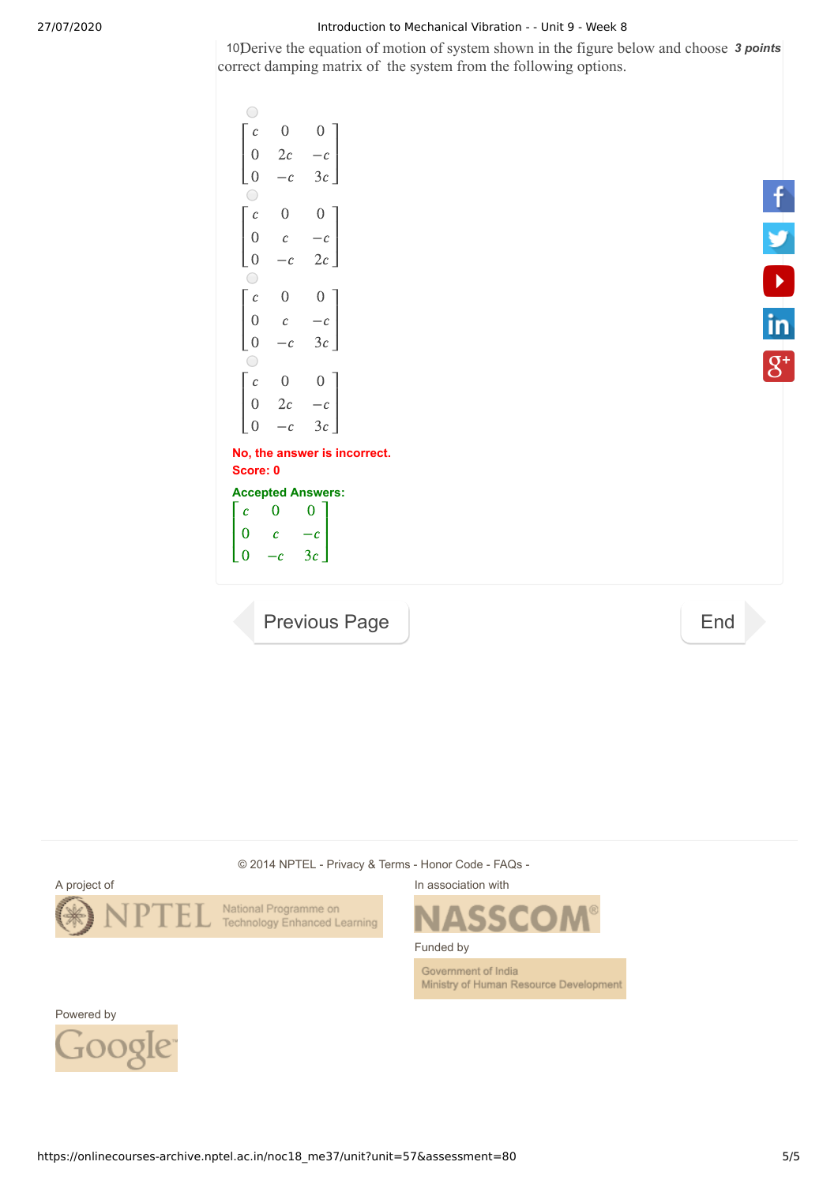10) Derive the equation of motion of system shown in the figure below and choose correct damping matrix of the system from the following options.

**3 points**

$$\begin{bmatrix} c & 0 & 0 \\ 0 & 2c & -c \\ 0 & -c & 3c \end{bmatrix}$$

$$\begin{bmatrix} c & 0 & 0 \\ 0 & c & -c \\ 0 & -c & 2c \end{bmatrix}$$

$$\begin{bmatrix} c & 0 & 0 \\ 0 & c & -c \\ 0 & -c & 3c \end{bmatrix}$$

$$\begin{bmatrix} c & 0 & 0 \\ 0 & 2c & -c \\ 0 & -c & 3c \end{bmatrix}$$

**No, the answer is incorrect.**
**Score: 0**

**Accepted Answers:**

$$\begin{bmatrix} c & 0 & 0 \\ 0 & c & -c \\ 0 & -c & 3c \end{bmatrix}$$

Previous Page

End

© 2014 NPTEL - Privacy & Terms - Honor Code - FAQs -

A project of NPTEL National Programme on Technology Enhanced Learning

In association with NASSCOM

Funded by Government of India Ministry of Human Resource Development

Powered by Google